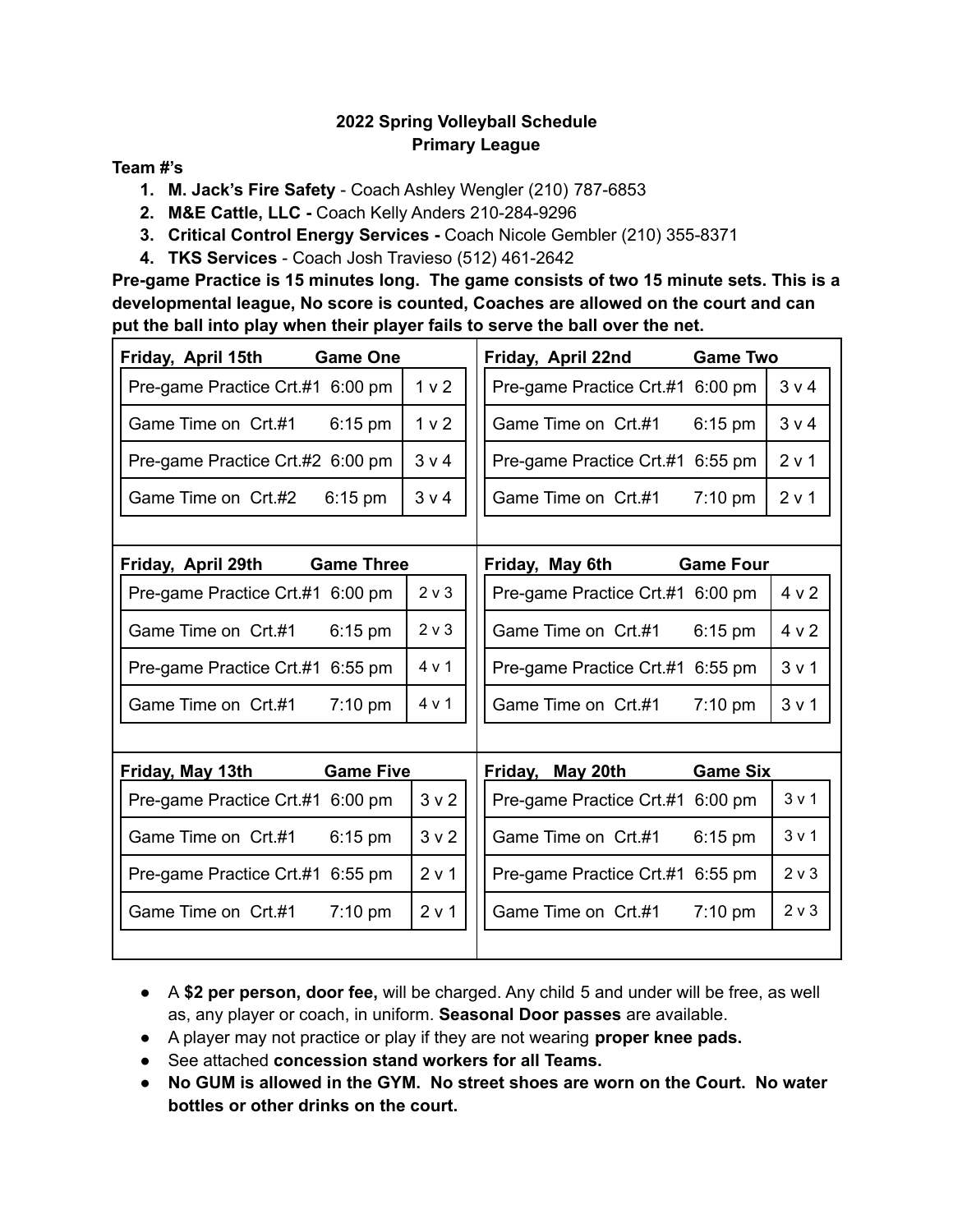**2022 Spring Volleyball Schedule**
**Primary League**

**Team #'s**

1. **M. Jack's Fire Safety** - Coach Ashley Wengler (210) 787-6853
2. **M&E Cattle, LLC -** Coach Kelly Anders 210-284-9296
3. **Critical Control Energy Services -** Coach Nicole Gembler (210) 355-8371
4. **TKS Services** - Coach Josh Travieso (512) 461-2642

**Pre-game Practice is 15 minutes long. The game consists of two 15 minute sets. This is a developmental league, No score is counted, Coaches are allowed on the court and can put the ball into play when their player fails to serve the ball over the net.**

**Friday, April 15th — Game One**

| Session | Teams |
| --- | --- |
| Pre-game Practice Crt.#1 6:00 pm | 1 v 2 |
| Game Time on Crt.#1 6:15 pm | 1 v 2 |
| Pre-game Practice Crt.#2 6:00 pm | 3 v 4 |
| Game Time on Crt.#2 6:15 pm | 3 v 4 |

**Friday, April 22nd — Game Two**

| Session | Teams |
| --- | --- |
| Pre-game Practice Crt.#1 6:00 pm | 3 v 4 |
| Game Time on Crt.#1 6:15 pm | 3 v 4 |
| Pre-game Practice Crt.#1 6:55 pm | 2 v 1 |
| Game Time on Crt.#1 7:10 pm | 2 v 1 |

**Friday, April 29th — Game Three**

| Session | Teams |
| --- | --- |
| Pre-game Practice Crt.#1 6:00 pm | 2 v 3 |
| Game Time on Crt.#1 6:15 pm | 2 v 3 |
| Pre-game Practice Crt.#1 6:55 pm | 4 v 1 |
| Game Time on Crt.#1 7:10 pm | 4 v 1 |

**Friday, May 6th — Game Four**

| Session | Teams |
| --- | --- |
| Pre-game Practice Crt.#1 6:00 pm | 4 v 2 |
| Game Time on Crt.#1 6:15 pm | 4 v 2 |
| Pre-game Practice Crt.#1 6:55 pm | 3 v 1 |
| Game Time on Crt.#1 7:10 pm | 3 v 1 |

**Friday, May 13th — Game Five**

| Session | Teams |
| --- | --- |
| Pre-game Practice Crt.#1 6:00 pm | 3 v 2 |
| Game Time on Crt.#1 6:15 pm | 3 v 2 |
| Pre-game Practice Crt.#1 6:55 pm | 2 v 1 |
| Game Time on Crt.#1 7:10 pm | 2 v 1 |

**Friday, May 20th — Game Six**

| Session | Teams |
| --- | --- |
| Pre-game Practice Crt.#1 6:00 pm | 3 v 1 |
| Game Time on Crt.#1 6:15 pm | 3 v 1 |
| Pre-game Practice Crt.#1 6:55 pm | 2 v 3 |
| Game Time on Crt.#1 7:10 pm | 2 v 3 |

- A **$2 per person, door fee,** will be charged. Any child 5 and under will be free, as well as, any player or coach, in uniform. **Seasonal Door passes** are available.
- A player may not practice or play if they are not wearing **proper knee pads.**
- See attached **concession stand workers for all Teams.**
- **No GUM is allowed in the GYM. No street shoes are worn on the Court. No water bottles or other drinks on the court.**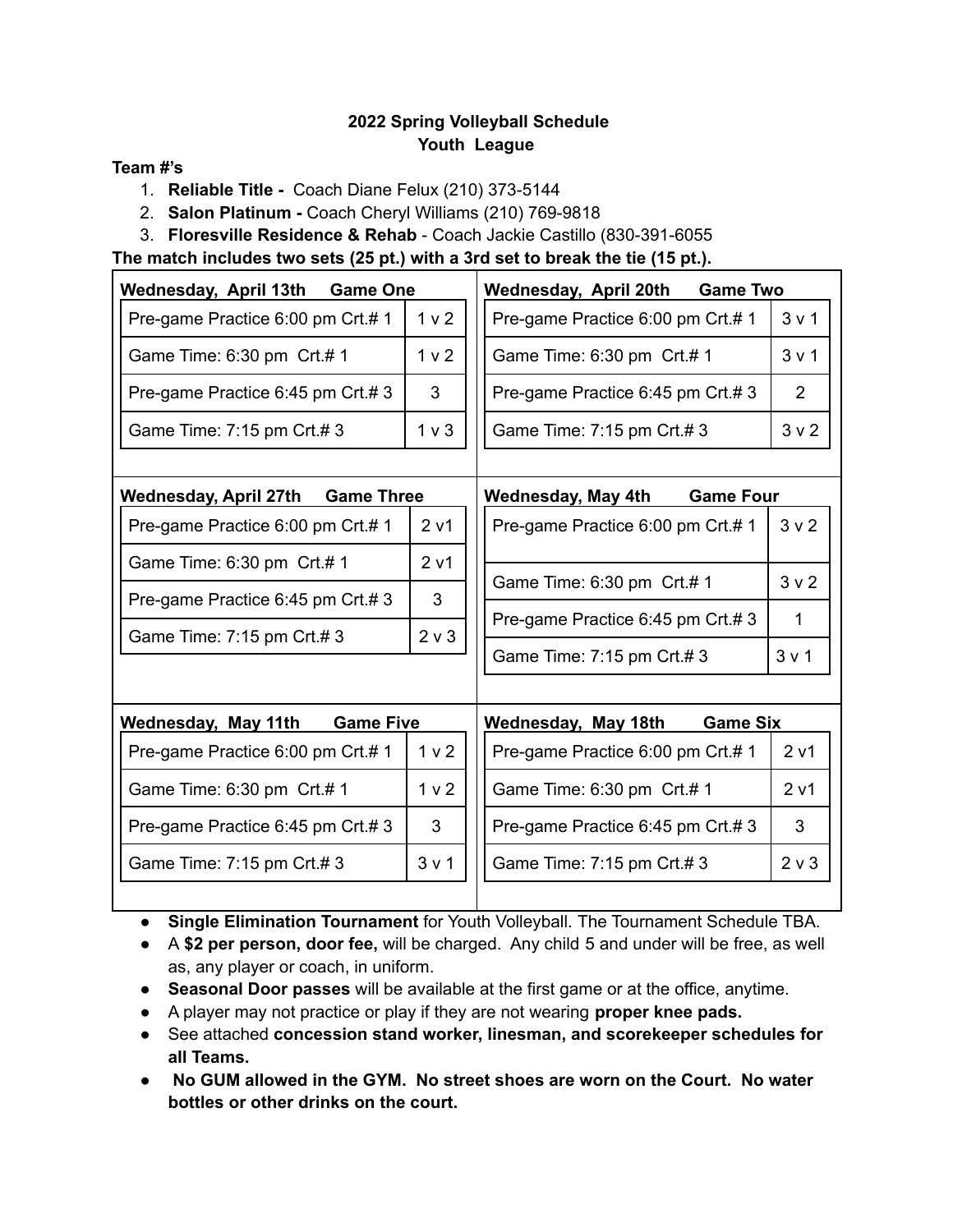**2022 Spring Volleyball Schedule**
**Youth League**

**Team #'s**

1. **Reliable Title -** Coach Diane Felux (210) 373-5144
2. **Salon Platinum -** Coach Cheryl Williams (210) 769-9818
3. **Floresville Residence & Rehab** - Coach Jackie Castillo (830-391-6055

**The match includes two sets (25 pt.) with a 3rd set to break the tie (15 pt.).**

**Wednesday, April 13th Game One**

| Pre-game Practice 6:00 pm Crt.# 1 | 1 v 2 |
|---|---|
| Game Time: 6:30 pm Crt.# 1 | 1 v 2 |
| Pre-game Practice 6:45 pm Crt.# 3 | 3 |
| Game Time: 7:15 pm Crt.# 3 | 1 v 3 |

**Wednesday, April 20th Game Two**

| Pre-game Practice 6:00 pm Crt.# 1 | 3 v 1 |
|---|---|
| Game Time: 6:30 pm Crt.# 1 | 3 v 1 |
| Pre-game Practice 6:45 pm Crt.# 3 | 2 |
| Game Time: 7:15 pm Crt.# 3 | 3 v 2 |

**Wednesday, April 27th Game Three**

| Pre-game Practice 6:00 pm Crt.# 1 | 2 v1 |
|---|---|
| Game Time: 6:30 pm Crt.# 1 | 2 v1 |
| Pre-game Practice 6:45 pm Crt.# 3 | 3 |
| Game Time: 7:15 pm Crt.# 3 | 2 v 3 |

**Wednesday, May 4th Game Four**

| Pre-game Practice 6:00 pm Crt.# 1 | 3 v 2 |
|---|---|
| Game Time: 6:30 pm Crt.# 1 | 3 v 2 |
| Pre-game Practice 6:45 pm Crt.# 3 | 1 |
| Game Time: 7:15 pm Crt.# 3 | 3 v 1 |

**Wednesday, May 11th Game Five**

| Pre-game Practice 6:00 pm Crt.# 1 | 1 v 2 |
|---|---|
| Game Time: 6:30 pm Crt.# 1 | 1 v 2 |
| Pre-game Practice 6:45 pm Crt.# 3 | 3 |
| Game Time: 7:15 pm Crt.# 3 | 3 v 1 |

**Wednesday, May 18th Game Six**

| Pre-game Practice 6:00 pm Crt.# 1 | 2 v1 |
|---|---|
| Game Time: 6:30 pm Crt.# 1 | 2 v1 |
| Pre-game Practice 6:45 pm Crt.# 3 | 3 |
| Game Time: 7:15 pm Crt.# 3 | 2 v 3 |

- **Single Elimination Tournament** for Youth Volleyball. The Tournament Schedule TBA.
- A **$2 per person, door fee,** will be charged. Any child 5 and under will be free, as well as, any player or coach, in uniform.
- **Seasonal Door passes** will be available at the first game or at the office, anytime.
- A player may not practice or play if they are not wearing **proper knee pads.**
- See attached **concession stand worker, linesman, and scorekeeper schedules for all Teams.**
- **No GUM allowed in the GYM. No street shoes are worn on the Court. No water bottles or other drinks on the court.**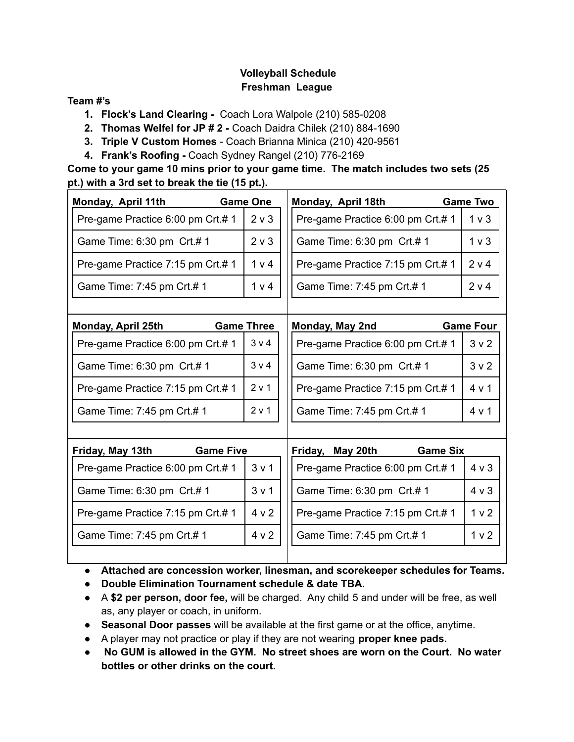**Volleyball Schedule**
**Freshman League**

**Team #'s**

1. **Flock's Land Clearing -** Coach Lora Walpole (210) 585-0208
2. **Thomas Welfel for JP # 2 -** Coach Daidra Chilek (210) 884-1690
3. **Triple V Custom Homes** - Coach Brianna Minica (210) 420-9561
4. **Frank's Roofing -** Coach Sydney Rangel (210) 776-2169

**Come to your game 10 mins prior to your game time. The match includes two sets (25 pt.) with a 3rd set to break the tie (15 pt.).**

**Monday, April 11th — Game One**

| | |
|---|---|
| Pre-game Practice 6:00 pm Crt.# 1 | 2 v 3 |
| Game Time: 6:30 pm Crt.# 1 | 2 v 3 |
| Pre-game Practice 7:15 pm Crt.# 1 | 1 v 4 |
| Game Time: 7:45 pm Crt.# 1 | 1 v 4 |

**Monday, April 18th — Game Two**

| | |
|---|---|
| Pre-game Practice 6:00 pm Crt.# 1 | 1 v 3 |
| Game Time: 6:30 pm Crt.# 1 | 1 v 3 |
| Pre-game Practice 7:15 pm Crt.# 1 | 2 v 4 |
| Game Time: 7:45 pm Crt.# 1 | 2 v 4 |

**Monday, April 25th — Game Three**

| | |
|---|---|
| Pre-game Practice 6:00 pm Crt.# 1 | 3 v 4 |
| Game Time: 6:30 pm Crt.# 1 | 3 v 4 |
| Pre-game Practice 7:15 pm Crt.# 1 | 2 v 1 |
| Game Time: 7:45 pm Crt.# 1 | 2 v 1 |

**Monday, May 2nd — Game Four**

| | |
|---|---|
| Pre-game Practice 6:00 pm Crt.# 1 | 3 v 2 |
| Game Time: 6:30 pm Crt.# 1 | 3 v 2 |
| Pre-game Practice 7:15 pm Crt.# 1 | 4 v 1 |
| Game Time: 7:45 pm Crt.# 1 | 4 v 1 |

**Friday, May 13th — Game Five**

| | |
|---|---|
| Pre-game Practice 6:00 pm Crt.# 1 | 3 v 1 |
| Game Time: 6:30 pm Crt.# 1 | 3 v 1 |
| Pre-game Practice 7:15 pm Crt.# 1 | 4 v 2 |
| Game Time: 7:45 pm Crt.# 1 | 4 v 2 |

**Friday, May 20th — Game Six**

| | |
|---|---|
| Pre-game Practice 6:00 pm Crt.# 1 | 4 v 3 |
| Game Time: 6:30 pm Crt.# 1 | 4 v 3 |
| Pre-game Practice 7:15 pm Crt.# 1 | 1 v 2 |
| Game Time: 7:45 pm Crt.# 1 | 1 v 2 |

- **Attached are concession worker, linesman, and scorekeeper schedules for Teams.**
- **Double Elimination Tournament schedule & date TBA.**
- A **$2 per person, door fee,** will be charged. Any child 5 and under will be free, as well as, any player or coach, in uniform.
- **Seasonal Door passes** will be available at the first game or at the office, anytime.
- A player may not practice or play if they are not wearing **proper knee pads.**
- **No GUM is allowed in the GYM. No street shoes are worn on the Court. No water bottles or other drinks on the court.**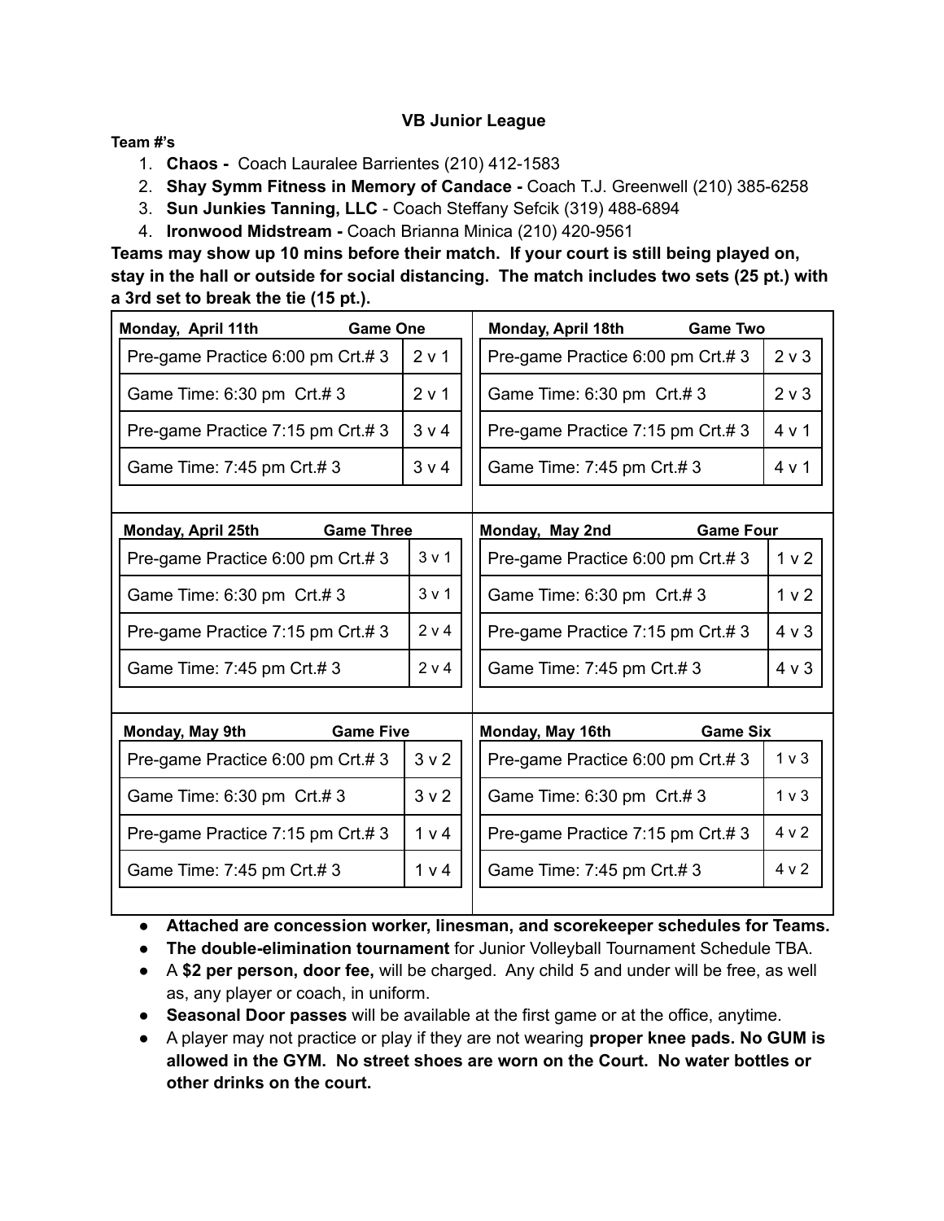**VB Junior League**

**Team #'s**

1. **Chaos -** Coach Lauralee Barrientes (210) 412-1583
2. **Shay Symm Fitness in Memory of Candace -** Coach T.J. Greenwell (210) 385-6258
3. **Sun Junkies Tanning, LLC** - Coach Steffany Sefcik (319) 488-6894
4. **Ironwood Midstream -** Coach Brianna Minica (210) 420-9561

**Teams may show up 10 mins before their match. If your court is still being played on, stay in the hall or outside for social distancing. The match includes two sets (25 pt.) with a 3rd set to break the tie (15 pt.).**

| **Monday, April 11th** | **Game One** |
|---|---|
| Pre-game Practice 6:00 pm Crt.# 3 | 2 v 1 |
| Game Time: 6:30 pm Crt.# 3 | 2 v 1 |
| Pre-game Practice 7:15 pm Crt.# 3 | 3 v 4 |
| Game Time: 7:45 pm Crt.# 3 | 3 v 4 |

| **Monday, April 18th** | **Game Two** |
|---|---|
| Pre-game Practice 6:00 pm Crt.# 3 | 2 v 3 |
| Game Time: 6:30 pm Crt.# 3 | 2 v 3 |
| Pre-game Practice 7:15 pm Crt.# 3 | 4 v 1 |
| Game Time: 7:45 pm Crt.# 3 | 4 v 1 |

| **Monday, April 25th** | **Game Three** |
|---|---|
| Pre-game Practice 6:00 pm Crt.# 3 | 3 v 1 |
| Game Time: 6:30 pm Crt.# 3 | 3 v 1 |
| Pre-game Practice 7:15 pm Crt.# 3 | 2 v 4 |
| Game Time: 7:45 pm Crt.# 3 | 2 v 4 |

| **Monday, May 2nd** | **Game Four** |
|---|---|
| Pre-game Practice 6:00 pm Crt.# 3 | 1 v 2 |
| Game Time: 6:30 pm Crt.# 3 | 1 v 2 |
| Pre-game Practice 7:15 pm Crt.# 3 | 4 v 3 |
| Game Time: 7:45 pm Crt.# 3 | 4 v 3 |

| **Monday, May 9th** | **Game Five** |
|---|---|
| Pre-game Practice 6:00 pm Crt.# 3 | 3 v 2 |
| Game Time: 6:30 pm Crt.# 3 | 3 v 2 |
| Pre-game Practice 7:15 pm Crt.# 3 | 1 v 4 |
| Game Time: 7:45 pm Crt.# 3 | 1 v 4 |

| **Monday, May 16th** | **Game Six** |
|---|---|
| Pre-game Practice 6:00 pm Crt.# 3 | 1 v 3 |
| Game Time: 6:30 pm Crt.# 3 | 1 v 3 |
| Pre-game Practice 7:15 pm Crt.# 3 | 4 v 2 |
| Game Time: 7:45 pm Crt.# 3 | 4 v 2 |

- **Attached are concession worker, linesman, and scorekeeper schedules for Teams.**
- **The double-elimination tournament** for Junior Volleyball Tournament Schedule TBA.
- A **$2 per person, door fee,** will be charged. Any child 5 and under will be free, as well as, any player or coach, in uniform.
- **Seasonal Door passes** will be available at the first game or at the office, anytime.
- A player may not practice or play if they are not wearing **proper knee pads. No GUM is allowed in the GYM. No street shoes are worn on the Court. No water bottles or other drinks on the court.**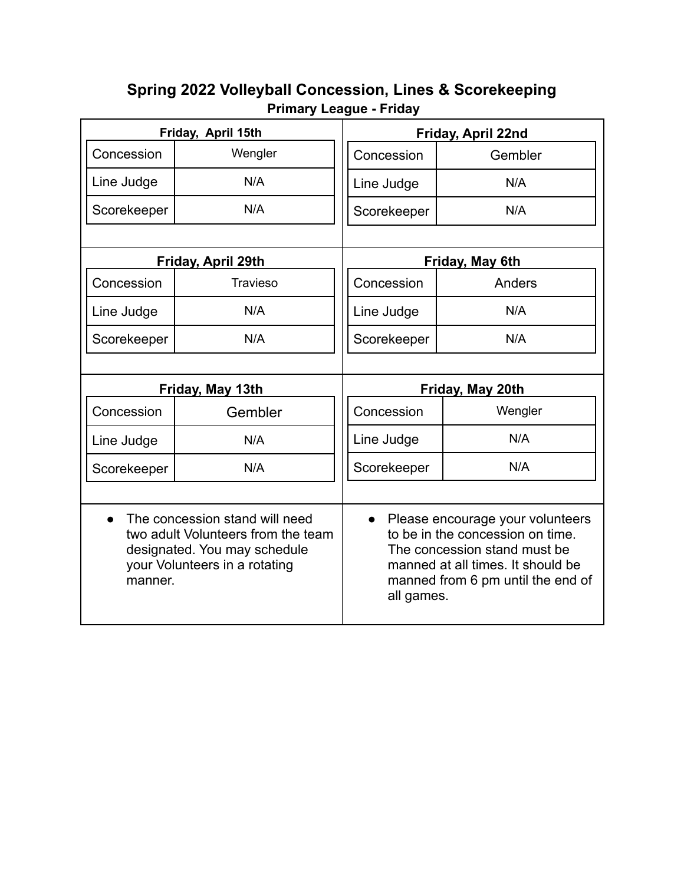# Spring 2022 Volleyball Concession, Lines & Scorekeeping

## Primary League - Friday

**Friday, April 15th**

| | |
|---|---|
| Concession | Wengler |
| Line Judge | N/A |
| Scorekeeper | N/A |

**Friday, April 22nd**

| | |
|---|---|
| Concession | Gembler |
| Line Judge | N/A |
| Scorekeeper | N/A |

**Friday, April 29th**

| | |
|---|---|
| Concession | Travieso |
| Line Judge | N/A |
| Scorekeeper | N/A |

**Friday, May 6th**

| | |
|---|---|
| Concession | Anders |
| Line Judge | N/A |
| Scorekeeper | N/A |

**Friday, May 13th**

| | |
|---|---|
| Concession | Gembler |
| Line Judge | N/A |
| Scorekeeper | N/A |

**Friday, May 20th**

| | |
|---|---|
| Concession | Wengler |
| Line Judge | N/A |
| Scorekeeper | N/A |

- The concession stand will need two adult Volunteers from the team designated. You may schedule your Volunteers in a rotating manner.

- Please encourage your volunteers to be in the concession on time. The concession stand must be manned at all times. It should be manned from 6 pm until the end of all games.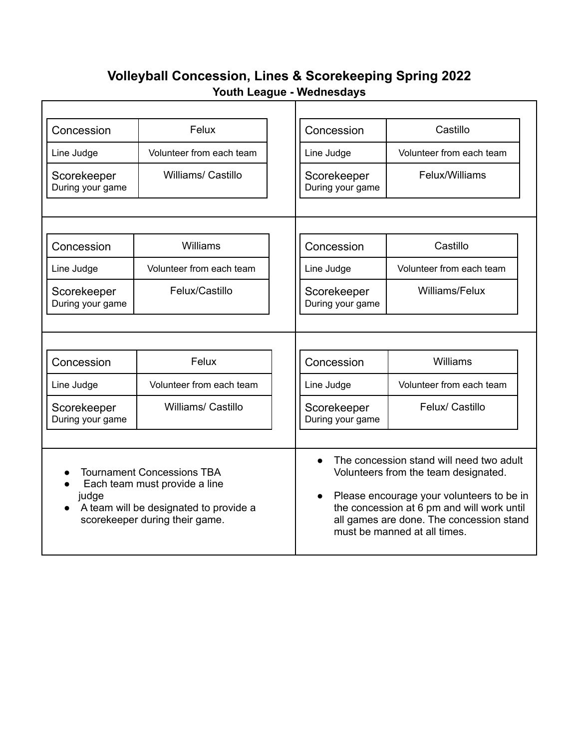# Volleyball Concession, Lines & Scorekeeping Spring 2022

## Youth League - Wednesdays

| Concession | Felux |
|---|---|
| Line Judge | Volunteer from each team |
| Scorekeeper During your game | Williams/ Castillo |

| Concession | Castillo |
|---|---|
| Line Judge | Volunteer from each team |
| Scorekeeper During your game | Felux/Williams |

| Concession | Williams |
|---|---|
| Line Judge | Volunteer from each team |
| Scorekeeper During your game | Felux/Castillo |

| Concession | Castillo |
|---|---|
| Line Judge | Volunteer from each team |
| Scorekeeper During your game | Williams/Felux |

| Concession | Felux |
|---|---|
| Line Judge | Volunteer from each team |
| Scorekeeper During your game | Williams/ Castillo |

| Concession | Williams |
|---|---|
| Line Judge | Volunteer from each team |
| Scorekeeper During your game | Felux/ Castillo |

- Tournament Concessions TBA
- Each team must provide a line judge
- A team will be designated to provide a scorekeeper during their game.

- The concession stand will need two adult Volunteers from the team designated.
- Please encourage your volunteers to be in the concession at 6 pm and will work until all games are done. The concession stand must be manned at all times.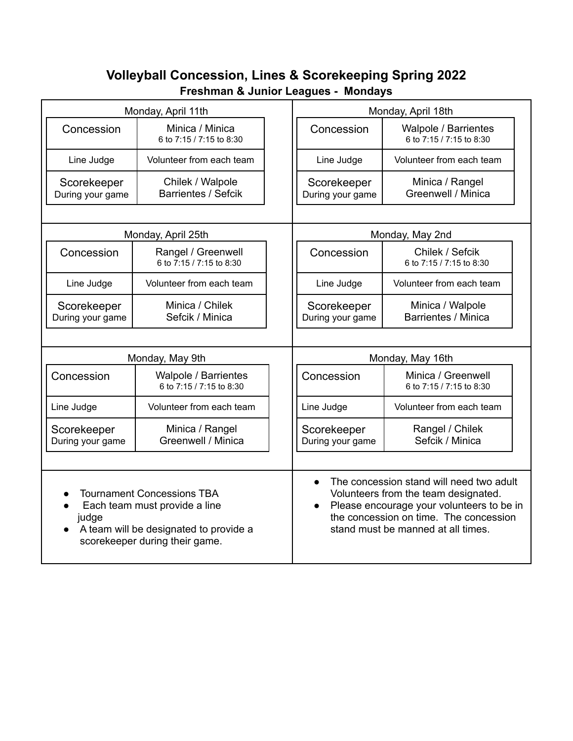# Volleyball Concession, Lines & Scorekeeping Spring 2022

## Freshman & Junior Leagues - Mondays

Monday, April 11th

| | |
|---|---|
| Concession | Minica / Minica<br>6 to 7:15 / 7:15 to 8:30 |
| Line Judge | Volunteer from each team |
| Scorekeeper<br>During your game | Chilek / Walpole<br>Barrientes / Sefcik |

Monday, April 18th

| | |
|---|---|
| Concession | Walpole / Barrientes<br>6 to 7:15 / 7:15 to 8:30 |
| Line Judge | Volunteer from each team |
| Scorekeeper<br>During your game | Minica / Rangel<br>Greenwell / Minica |

Monday, April 25th

| | |
|---|---|
| Concession | Rangel / Greenwell<br>6 to 7:15 / 7:15 to 8:30 |
| Line Judge | Volunteer from each team |
| Scorekeeper<br>During your game | Minica / Chilek<br>Sefcik / Minica |

Monday, May 2nd

| | |
|---|---|
| Concession | Chilek / Sefcik<br>6 to 7:15 / 7:15 to 8:30 |
| Line Judge | Volunteer from each team |
| Scorekeeper<br>During your game | Minica / Walpole<br>Barrientes / Minica |

Monday, May 9th

| | |
|---|---|
| Concession | Walpole / Barrientes<br>6 to 7:15 / 7:15 to 8:30 |
| Line Judge | Volunteer from each team |
| Scorekeeper<br>During your game | Minica / Rangel<br>Greenwell / Minica |

Monday, May 16th

| | |
|---|---|
| Concession | Minica / Greenwell<br>6 to 7:15 / 7:15 to 8:30 |
| Line Judge | Volunteer from each team |
| Scorekeeper<br>During your game | Rangel / Chilek<br>Sefcik / Minica |

- Tournament Concessions TBA
- Each team must provide a line judge
- A team will be designated to provide a scorekeeper during their game.

- The concession stand will need two adult Volunteers from the team designated.
- Please encourage your volunteers to be in the concession on time. The concession stand must be manned at all times.